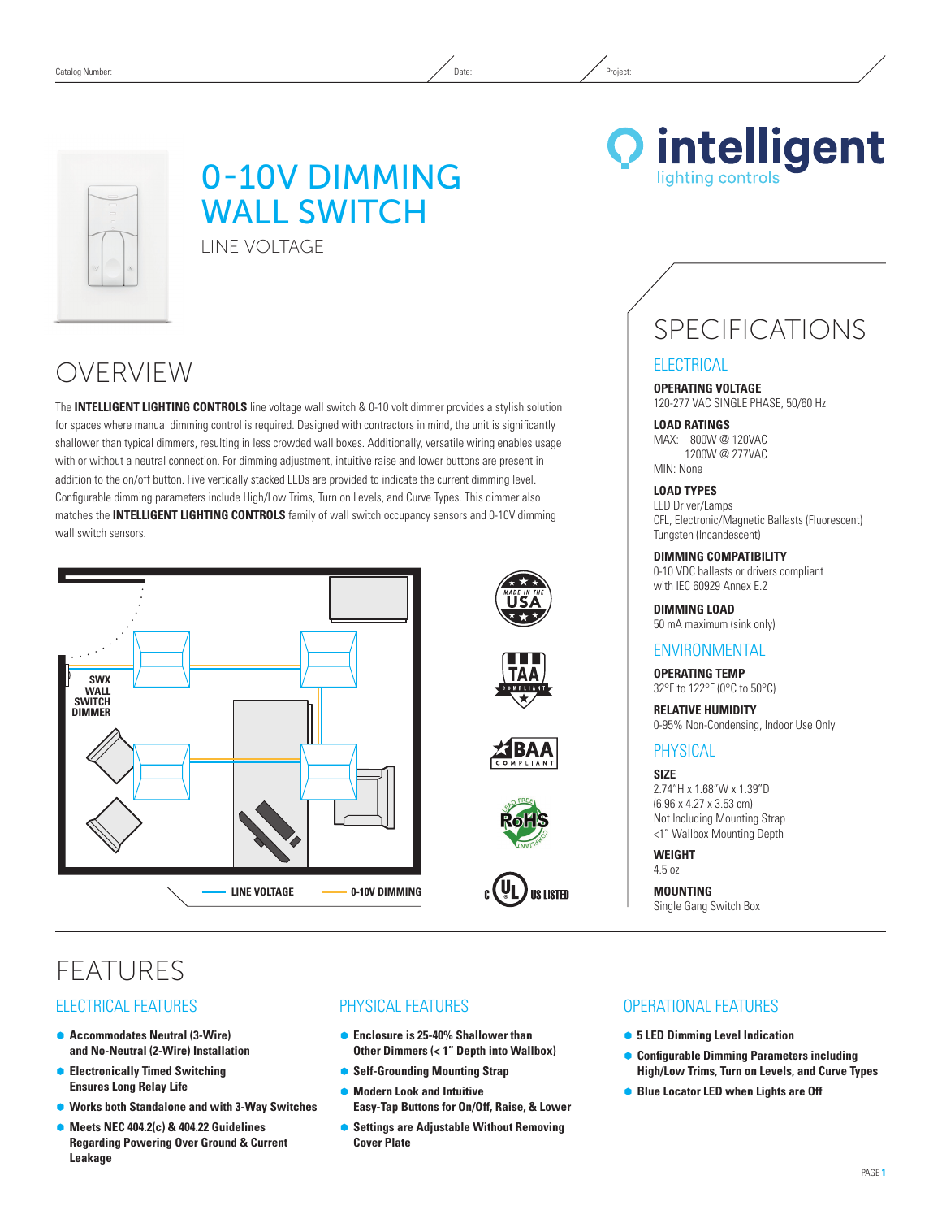Catalog Number: Date: Project:

# 0-10V DIMMING WALL SWITCH

LINE VOLTAGE

**intelligent** lighting controls

## OVERVIEW

The **INTELLIGENT LIGHTING CONTROLS** line voltage wall switch & 0-10 volt dimmer provides a stylish solution for spaces where manual dimming control is required. Designed with contractors in mind, the unit is significantly shallower than typical dimmers, resulting in less crowded wall boxes. Additionally, versatile wiring enables usage with or without a neutral connection. For dimming adjustment, intuitive raise and lower buttons are present in addition to the on/off button. Five vertically stacked LEDs are provided to indicate the current dimming level. Configurable dimming parameters include High/Low Trims, Turn on Levels, and Curve Types. This dimmer also matches the **INTELLIGENT LIGHTING CONTROLS** family of wall switch occupancy sensors and 0-10V dimming wall switch sensors.

SWX WALL SWITCH DIMMER

LINE VOLTAGE — 0-10V DIMMING

MADE IN THE USA · TAA COMPLIANT · BAA COMPLIANT · RoHS LEAD FREE COMPLIANT · c UL US LISTED

## SPECIFICATIONS

### ELECTRICAL

**OPERATING VOLTAGE**
120-277 VAC SINGLE PHASE, 50/60 Hz

**LOAD RATINGS**
MAX: 800W @ 120VAC
1200W @ 277VAC
MIN: None

**LOAD TYPES**
LED Driver/Lamps
CFL, Electronic/Magnetic Ballasts (Fluorescent)
Tungsten (Incandescent)

**DIMMING COMPATIBILITY**
0-10 VDC ballasts or drivers compliant with IEC 60929 Annex E.2

**DIMMING LOAD**
50 mA maximum (sink only)

### ENVIRONMENTAL

**OPERATING TEMP**
32°F to 122°F (0°C to 50°C)

**RELATIVE HUMIDITY**
0-95% Non-Condensing, Indoor Use Only

### PHYSICAL

**SIZE**
2.74"H x 1.68"W x 1.39"D
(6.96 x 4.27 x 3.53 cm)
Not Including Mounting Strap
<1" Wallbox Mounting Depth

**WEIGHT**
4.5 oz

**MOUNTING**
Single Gang Switch Box

## FEATURES

### ELECTRICAL FEATURES

- **Accommodates Neutral (3-Wire) and No-Neutral (2-Wire) Installation**
- **Electronically Timed Switching Ensures Long Relay Life**
- **Works both Standalone and with 3-Way Switches**
- **Meets NEC 404.2(c) & 404.22 Guidelines Regarding Powering Over Ground & Current Leakage**

### PHYSICAL FEATURES

- **Enclosure is 25-40% Shallower than Other Dimmers (< 1" Depth into Wallbox)**
- **Self-Grounding Mounting Strap**
- **Modern Look and Intuitive Easy-Tap Buttons for On/Off, Raise, & Lower**
- **Settings are Adjustable Without Removing Cover Plate**

### OPERATIONAL FEATURES

- **5 LED Dimming Level Indication**
- **Configurable Dimming Parameters including High/Low Trims, Turn on Levels, and Curve Types**
- **Blue Locator LED when Lights are Off**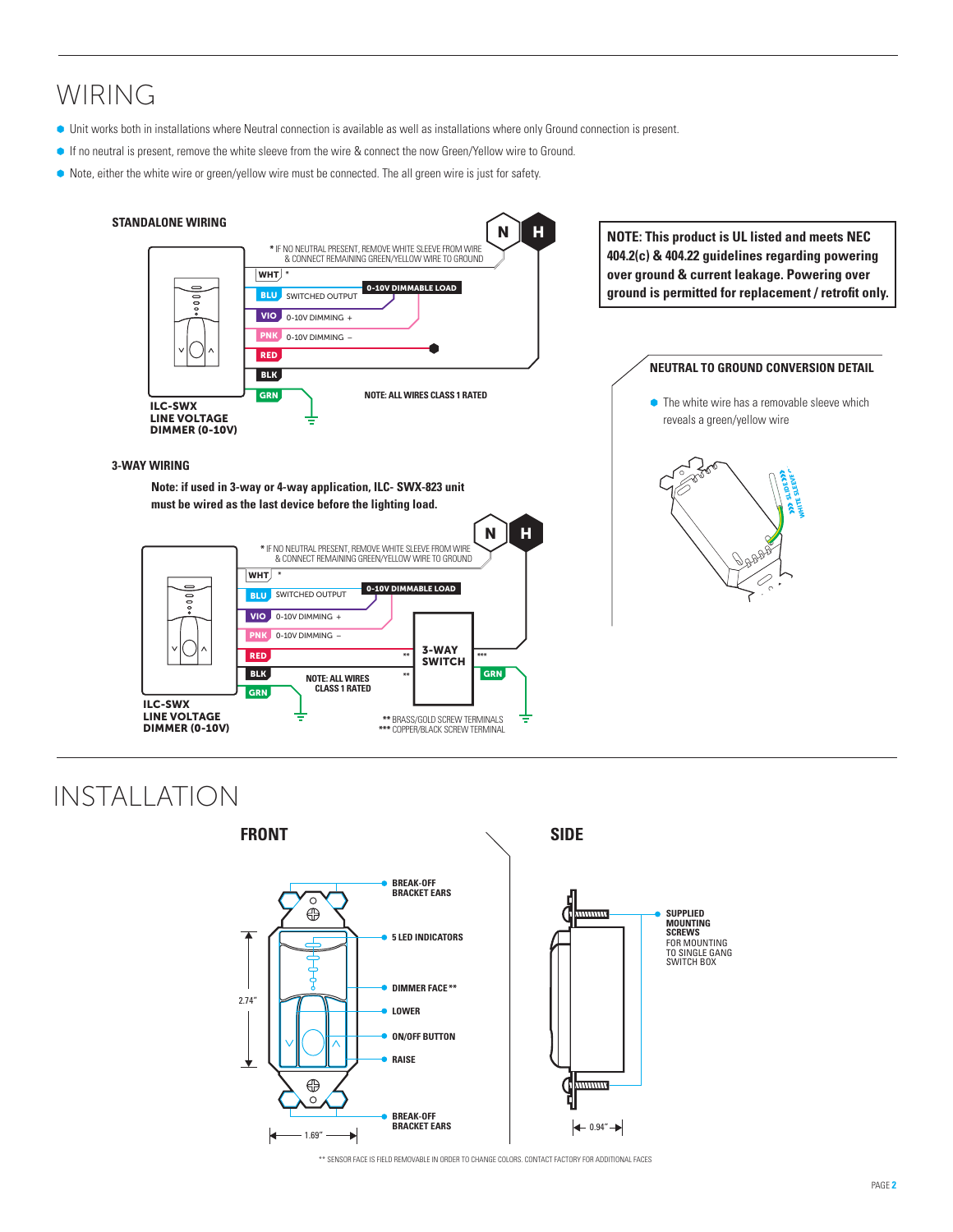# WIRING

- Unit works both in installations where Neutral connection is available as well as installations where only Ground connection is present.
- If no neutral is present, remove the white sleeve from the wire & connect the now Green/Yellow wire to Ground.
- Note, either the white wire or green/yellow wire must be connected. The all green wire is just for safety.

### STANDALONE WIRING

N H

\* IF NO NEUTRAL PRESENT, REMOVE WHITE SLEEVE FROM WIRE & CONNECT REMAINING GREEN/YELLOW WIRE TO GROUND

WHT \*

BLU SWITCHED OUTPUT

0-10V DIMMABLE LOAD

VIO 0-10V DIMMING +

PNK 0-10V DIMMING –

RED

BLK

GRN

NOTE: ALL WIRES CLASS 1 RATED

ILC-SWX LINE VOLTAGE DIMMER (0-10V)

**NOTE: This product is UL listed and meets NEC 404.2(c) & 404.22 guidelines regarding powering over ground & current leakage. Powering over ground is permitted for replacement / retrofit only.**

### NEUTRAL TO GROUND CONVERSION DETAIL

- The white wire has a removable sleeve which reveals a green/yellow wire

»» SLIDE »»
WHITE SLEEVE

### 3-WAY WIRING

**Note: if used in 3-way or 4-way application, ILC- SWX-823 unit must be wired as the last device before the lighting load.**

N H

\* IF NO NEUTRAL PRESENT, REMOVE WHITE SLEEVE FROM WIRE & CONNECT REMAINING GREEN/YELLOW WIRE TO GROUND

WHT \*

BLU SWITCHED OUTPUT

0-10V DIMMABLE LOAD

VIO 0-10V DIMMING +

PNK 0-10V DIMMING –

RED \*\*

3-WAY SWITCH \*\*\*

BLK \*\*

GRN

NOTE: ALL WIRES CLASS 1 RATED

ILC-SWX LINE VOLTAGE DIMMER (0-10V)

\*\* BRASS/GOLD SCREW TERMINALS
\*\*\* COPPER/BLACK SCREW TERMINAL

# INSTALLATION

### FRONT

- BREAK-OFF BRACKET EARS
- 5 LED INDICATORS
- DIMMER FACE \*\*
- LOWER
- ON/OFF BUTTON
- RAISE
- BREAK-OFF BRACKET EARS

2.74"

1.69"

### SIDE

SUPPLIED MOUNTING SCREWS FOR MOUNTING TO SINGLE GANG SWITCH BOX

0.94"

\*\* SENSOR FACE IS FIELD REMOVABLE IN ORDER TO CHANGE COLORS. CONTACT FACTORY FOR ADDITIONAL FACES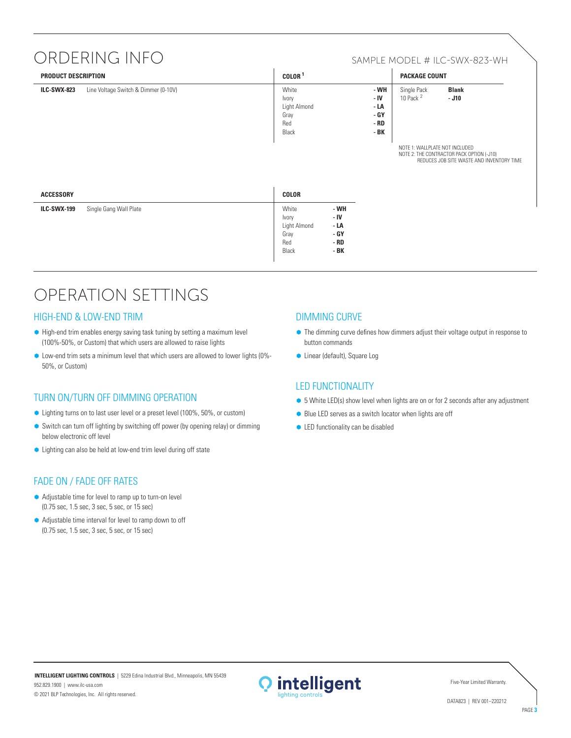# ORDERING INFO

SAMPLE MODEL # ILC-SWX-823-WH

| PRODUCT DESCRIPTION | | COLOR[1] | | PACKAGE COUNT | |
|---|---|---|---|---|---|
| **ILC-SWX-823** | Line Voltage Switch & Dimmer (0-10V) | White | **- WH** | Single Pack | **Blank** |
| | | Ivory | **- IV** | 10 Pack[2] | **- J10** |
| | | Light Almond | **- LA** | | |
| | | Gray | **- GY** | | |
| | | Red | **- RD** | | |
| | | Black | **- BK** | | |

NOTE 1: WALLPLATE NOT INCLUDED
NOTE 2: THE CONTRACTOR PACK OPTION (-J10) REDUCES JOB SITE WASTE AND INVENTORY TIME

| ACCESSORY | | COLOR | |
|---|---|---|---|
| **ILC-SWX-199** | Single Gang Wall Plate | White | **- WH** |
| | | Ivory | **- IV** |
| | | Light Almond | **- LA** |
| | | Gray | **- GY** |
| | | Red | **- RD** |
| | | Black | **- BK** |

# OPERATION SETTINGS

## HIGH-END & LOW-END TRIM

- High-end trim enables energy saving task tuning by setting a maximum level (100%-50%, or Custom) that which users are allowed to raise lights
- Low-end trim sets a minimum level that which users are allowed to lower lights (0%-50%, or Custom)

## TURN ON/TURN OFF DIMMING OPERATION

- Lighting turns on to last user level or a preset level (100%, 50%, or custom)
- Switch can turn off lighting by switching off power (by opening relay) or dimming below electronic off level
- Lighting can also be held at low-end trim level during off state

## FADE ON / FADE OFF RATES

- Adjustable time for level to ramp up to turn-on level (0.75 sec, 1.5 sec, 3 sec, 5 sec, or 15 sec)
- Adjustable time interval for level to ramp down to off (0.75 sec, 1.5 sec, 3 sec, 5 sec, or 15 sec)

## DIMMING CURVE

- The dimming curve defines how dimmers adjust their voltage output in response to button commands
- Linear (default), Square Log

## LED FUNCTIONALITY

- 5 White LED(s) show level when lights are on or for 2 seconds after any adjustment
- Blue LED serves as a switch locator when lights are off
- LED functionality can be disabled

**INTELLIGENT LIGHTING CONTROLS** | 5229 Edina Industrial Blvd., Minneapolis, MN 55439
952.829.1900 | www.ilc-usa.com
© 2021 BLP Technologies, Inc. All rights reserved.

Five-Year Limited Warranty.

DATA823 | REV 001–220212